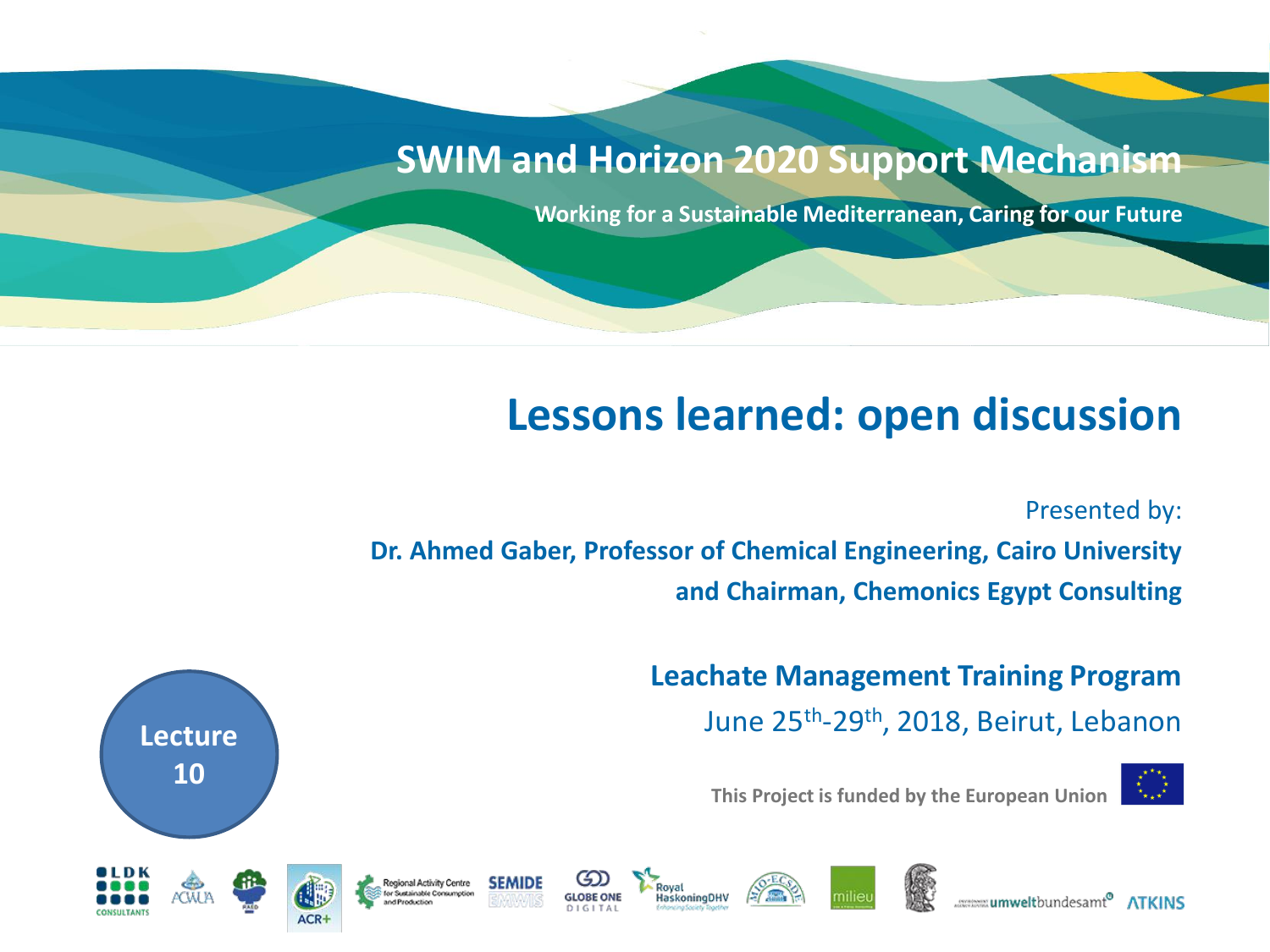# SWIM and Horizon 2020 Support Mechanism

**Working for a Sustainable Mediterranean, Caring for our Future**

## Lessons learned: open discussion

Presented by:

**Dr. Ahmed Gaber, Professor of Chemical Engineering, Cairo University and Chairman, Chemonics Egypt Consulting**

**Leachate Management Training Program**

June 25th-29th, 2018, Beirut, Lebanon

**Lecture 10**

**This Project is funded by the European Union**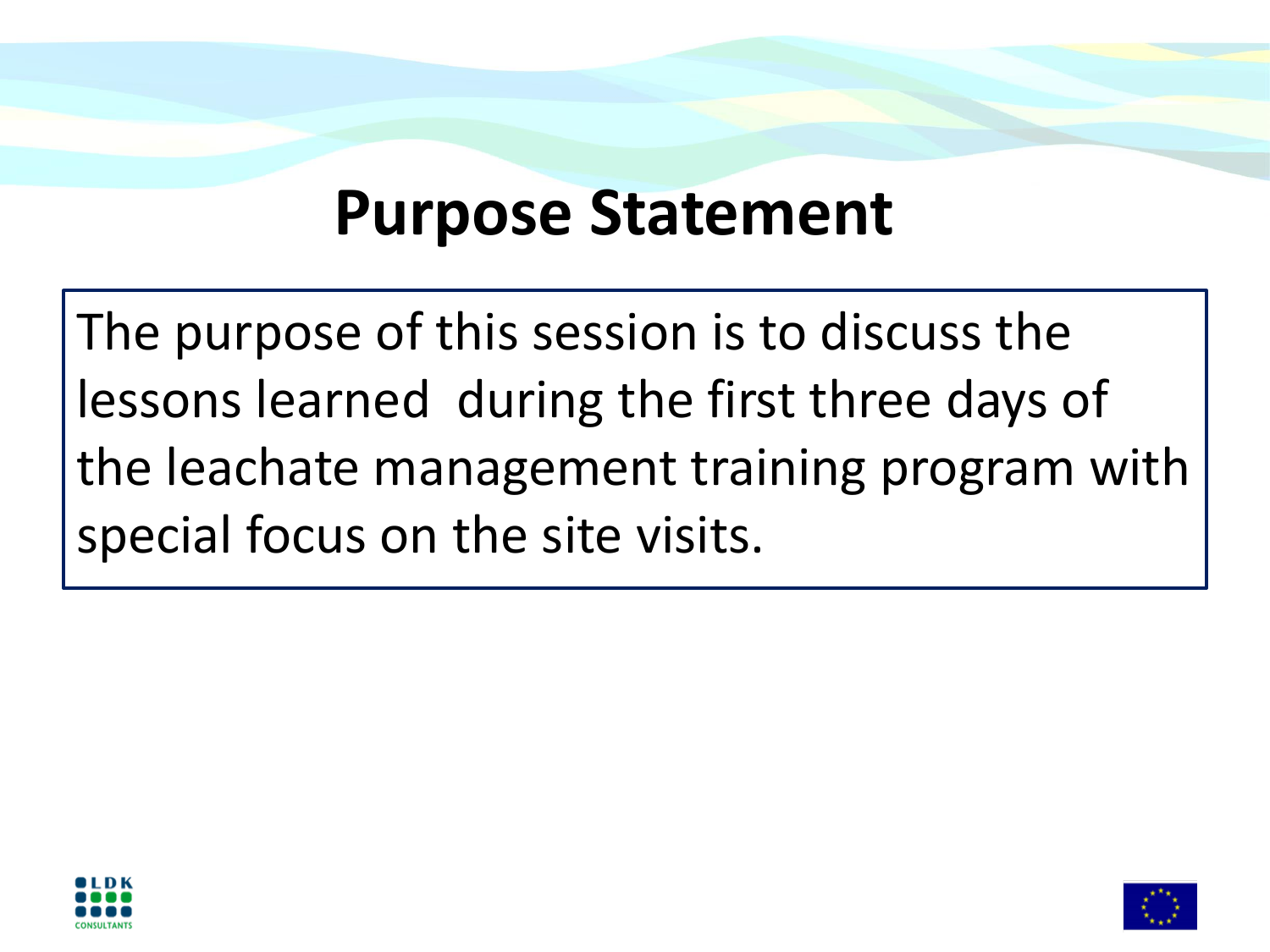# Purpose Statement

The purpose of this session is to discuss the lessons learned during the first three days of the leachate management training program with special focus on the site visits.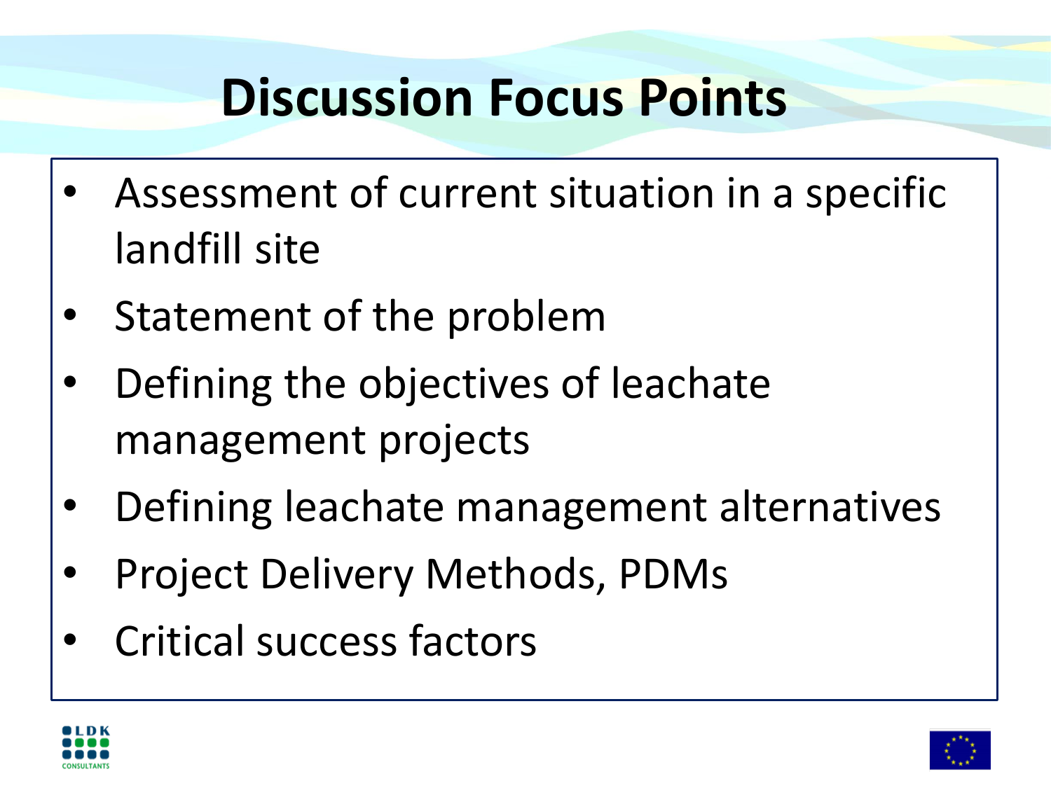# Discussion Focus Points

- Assessment of current situation in a specific landfill site
- Statement of the problem
- Defining the objectives of leachate management projects
- Defining leachate management alternatives
- Project Delivery Methods, PDMs
- Critical success factors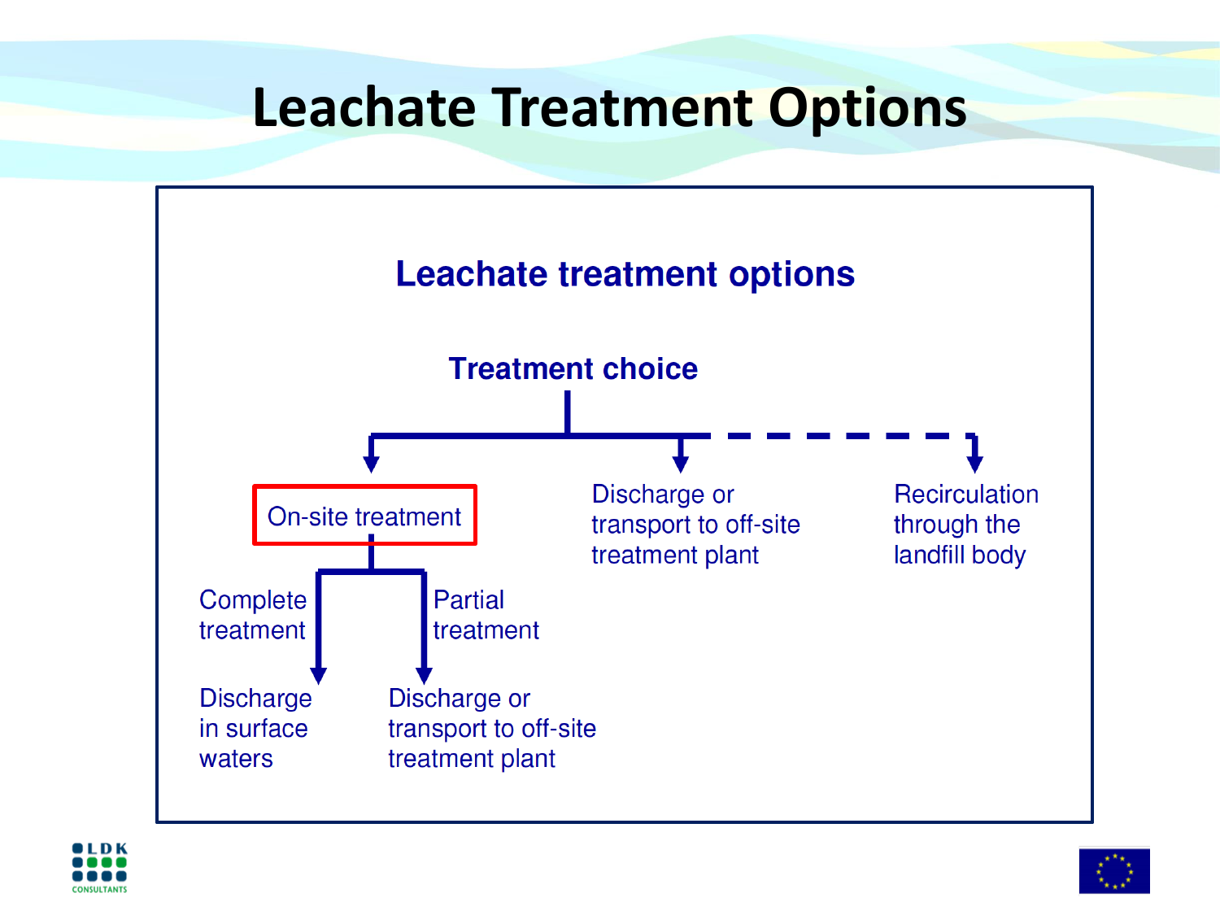# Leachate Treatment Options

## Leachate treatment options

**Treatment choice**

- On-site treatment
  - Complete treatment → Discharge in surface waters
  - Partial treatment → Discharge or transport to off-site treatment plant
- Discharge or transport to off-site treatment plant
- Recirculation through the landfill body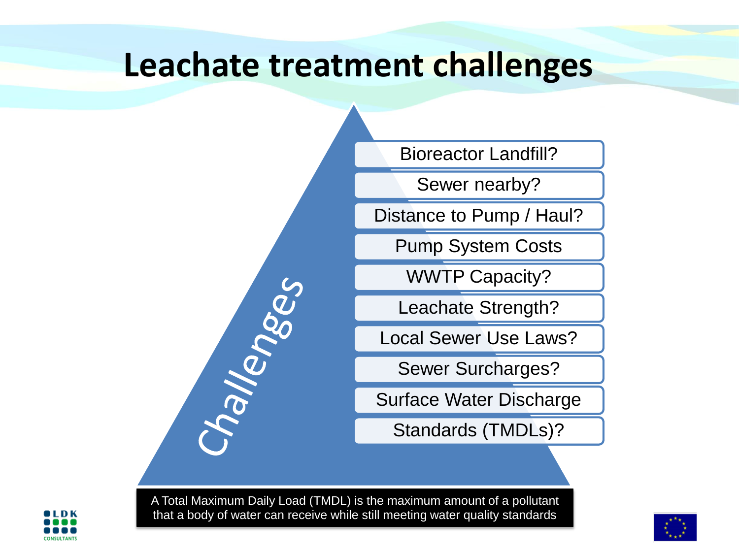# Leachate treatment challenges

Challenges

- Bioreactor Landfill?
- Sewer nearby?
- Distance to Pump / Haul?
- Pump System Costs
- WWTP Capacity?
- Leachate Strength?
- Local Sewer Use Laws?
- Sewer Surcharges?
- Surface Water Discharge
- Standards (TMDLs)?

A Total Maximum Daily Load (TMDL) is the maximum amount of a pollutant that a body of water can receive while still meeting water quality standards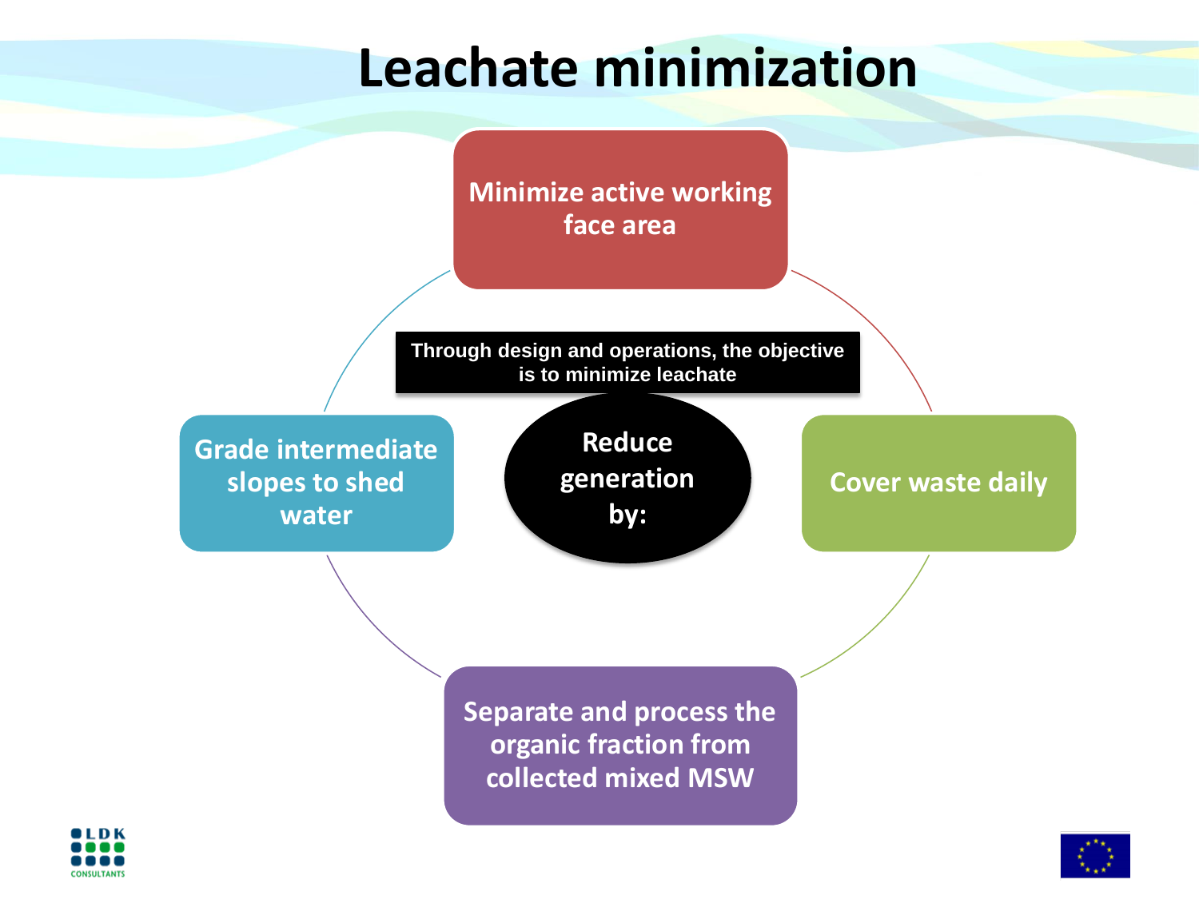# Leachate minimization

Through design and operations, the objective is to minimize leachate

**Reduce generation by:**

- Minimize active working face area
- Cover waste daily
- Separate and process the organic fraction from collected mixed MSW
- Grade intermediate slopes to shed water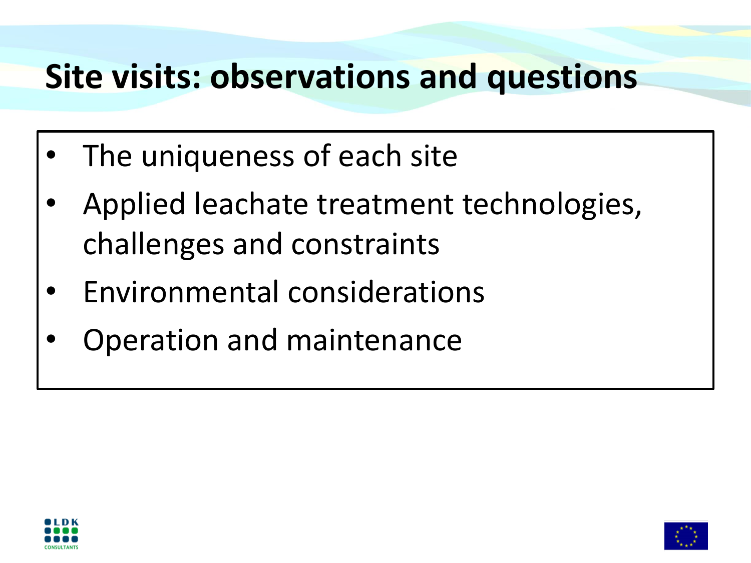# Site visits: observations and questions

- The uniqueness of each site
- Applied leachate treatment technologies, challenges and constraints
- Environmental considerations
- Operation and maintenance